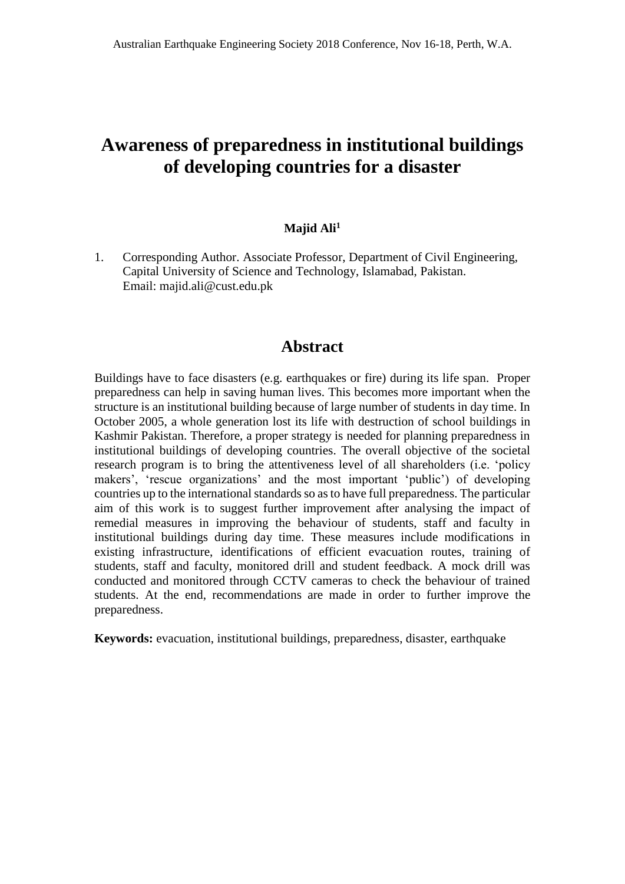# Awareness of preparedness in institutional buildings of developing countries for a disaster

**Majid Ali[1]**

1. Corresponding Author. Associate Professor, Department of Civil Engineering, Capital University of Science and Technology, Islamabad, Pakistan. Email: majid.ali@cust.edu.pk

## Abstract

Buildings have to face disasters (e.g. earthquakes or fire) during its life span. Proper preparedness can help in saving human lives. This becomes more important when the structure is an institutional building because of large number of students in day time. In October 2005, a whole generation lost its life with destruction of school buildings in Kashmir Pakistan. Therefore, a proper strategy is needed for planning preparedness in institutional buildings of developing countries. The overall objective of the societal research program is to bring the attentiveness level of all shareholders (i.e. 'policy makers', 'rescue organizations' and the most important 'public') of developing countries up to the international standards so as to have full preparedness. The particular aim of this work is to suggest further improvement after analysing the impact of remedial measures in improving the behaviour of students, staff and faculty in institutional buildings during day time. These measures include modifications in existing infrastructure, identifications of efficient evacuation routes, training of students, staff and faculty, monitored drill and student feedback. A mock drill was conducted and monitored through CCTV cameras to check the behaviour of trained students. At the end, recommendations are made in order to further improve the preparedness.

**Keywords:** evacuation, institutional buildings, preparedness, disaster, earthquake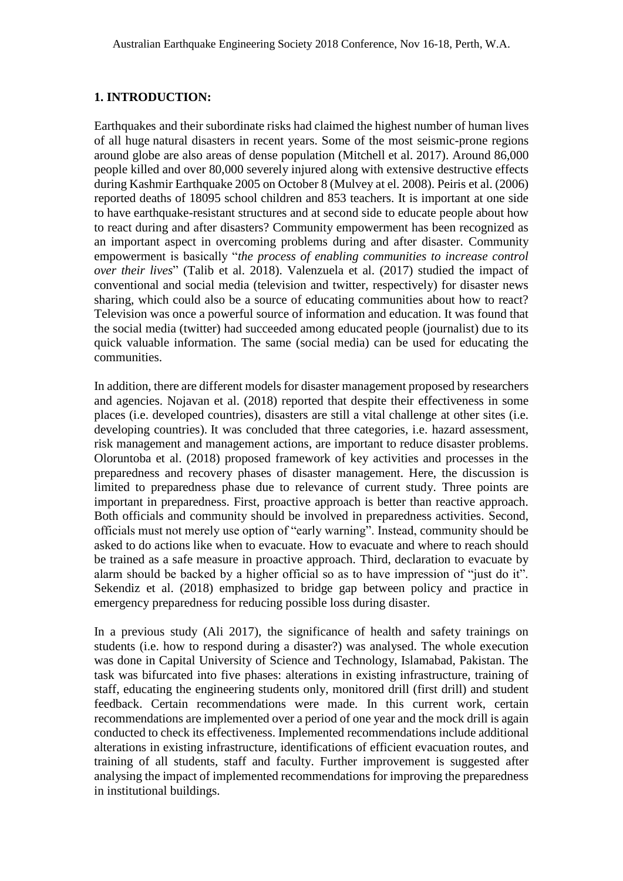## 1. INTRODUCTION:

Earthquakes and their subordinate risks had claimed the highest number of human lives of all huge natural disasters in recent years. Some of the most seismic-prone regions around globe are also areas of dense population (Mitchell et al. 2017). Around 86,000 people killed and over 80,000 severely injured along with extensive destructive effects during Kashmir Earthquake 2005 on October 8 (Mulvey at el. 2008). Peiris et al. (2006) reported deaths of 18095 school children and 853 teachers. It is important at one side to have earthquake-resistant structures and at second side to educate people about how to react during and after disasters? Community empowerment has been recognized as an important aspect in overcoming problems during and after disaster. Community empowerment is basically "*the process of enabling communities to increase control over their lives*" (Talib et al. 2018). Valenzuela et al. (2017) studied the impact of conventional and social media (television and twitter, respectively) for disaster news sharing, which could also be a source of educating communities about how to react? Television was once a powerful source of information and education. It was found that the social media (twitter) had succeeded among educated people (journalist) due to its quick valuable information. The same (social media) can be used for educating the communities.

In addition, there are different models for disaster management proposed by researchers and agencies. Nojavan et al. (2018) reported that despite their effectiveness in some places (i.e. developed countries), disasters are still a vital challenge at other sites (i.e. developing countries). It was concluded that three categories, i.e. hazard assessment, risk management and management actions, are important to reduce disaster problems. Oloruntoba et al. (2018) proposed framework of key activities and processes in the preparedness and recovery phases of disaster management. Here, the discussion is limited to preparedness phase due to relevance of current study. Three points are important in preparedness. First, proactive approach is better than reactive approach. Both officials and community should be involved in preparedness activities. Second, officials must not merely use option of "early warning". Instead, community should be asked to do actions like when to evacuate. How to evacuate and where to reach should be trained as a safe measure in proactive approach. Third, declaration to evacuate by alarm should be backed by a higher official so as to have impression of "just do it". Sekendiz et al. (2018) emphasized to bridge gap between policy and practice in emergency preparedness for reducing possible loss during disaster.

In a previous study (Ali 2017), the significance of health and safety trainings on students (i.e. how to respond during a disaster?) was analysed. The whole execution was done in Capital University of Science and Technology, Islamabad, Pakistan. The task was bifurcated into five phases: alterations in existing infrastructure, training of staff, educating the engineering students only, monitored drill (first drill) and student feedback. Certain recommendations were made. In this current work, certain recommendations are implemented over a period of one year and the mock drill is again conducted to check its effectiveness. Implemented recommendations include additional alterations in existing infrastructure, identifications of efficient evacuation routes, and training of all students, staff and faculty. Further improvement is suggested after analysing the impact of implemented recommendations for improving the preparedness in institutional buildings.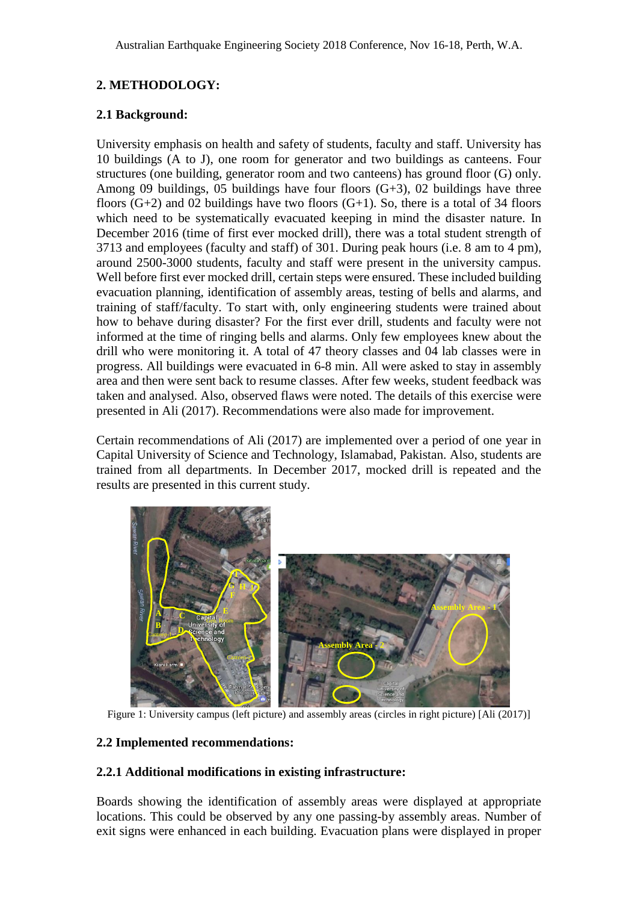## 2. METHODOLOGY:

### 2.1 Background:

University emphasis on health and safety of students, faculty and staff. University has 10 buildings (A to J), one room for generator and two buildings as canteens. Four structures (one building, generator room and two canteens) has ground floor (G) only. Among 09 buildings, 05 buildings have four floors (G+3), 02 buildings have three floors (G+2) and 02 buildings have two floors (G+1). So, there is a total of 34 floors which need to be systematically evacuated keeping in mind the disaster nature. In December 2016 (time of first ever mocked drill), there was a total student strength of 3713 and employees (faculty and staff) of 301. During peak hours (i.e. 8 am to 4 pm), around 2500-3000 students, faculty and staff were present in the university campus. Well before first ever mocked drill, certain steps were ensured. These included building evacuation planning, identification of assembly areas, testing of bells and alarms, and training of staff/faculty. To start with, only engineering students were trained about how to behave during disaster? For the first ever drill, students and faculty were not informed at the time of ringing bells and alarms. Only few employees knew about the drill who were monitoring it. A total of 47 theory classes and 04 lab classes were in progress. All buildings were evacuated in 6-8 min. All were asked to stay in assembly area and then were sent back to resume classes. After few weeks, student feedback was taken and analysed. Also, observed flaws were noted. The details of this exercise were presented in Ali (2017). Recommendations were also made for improvement.

Certain recommendations of Ali (2017) are implemented over a period of one year in Capital University of Science and Technology, Islamabad, Pakistan. Also, students are trained from all departments. In December 2017, mocked drill is repeated and the results are presented in this current study.

Figure 1: University campus (left picture) and assembly areas (circles in right picture) [Ali (2017)]

### 2.2 Implemented recommendations:

#### 2.2.1 Additional modifications in existing infrastructure:

Boards showing the identification of assembly areas were displayed at appropriate locations. This could be observed by any one passing-by assembly areas. Number of exit signs were enhanced in each building. Evacuation plans were displayed in proper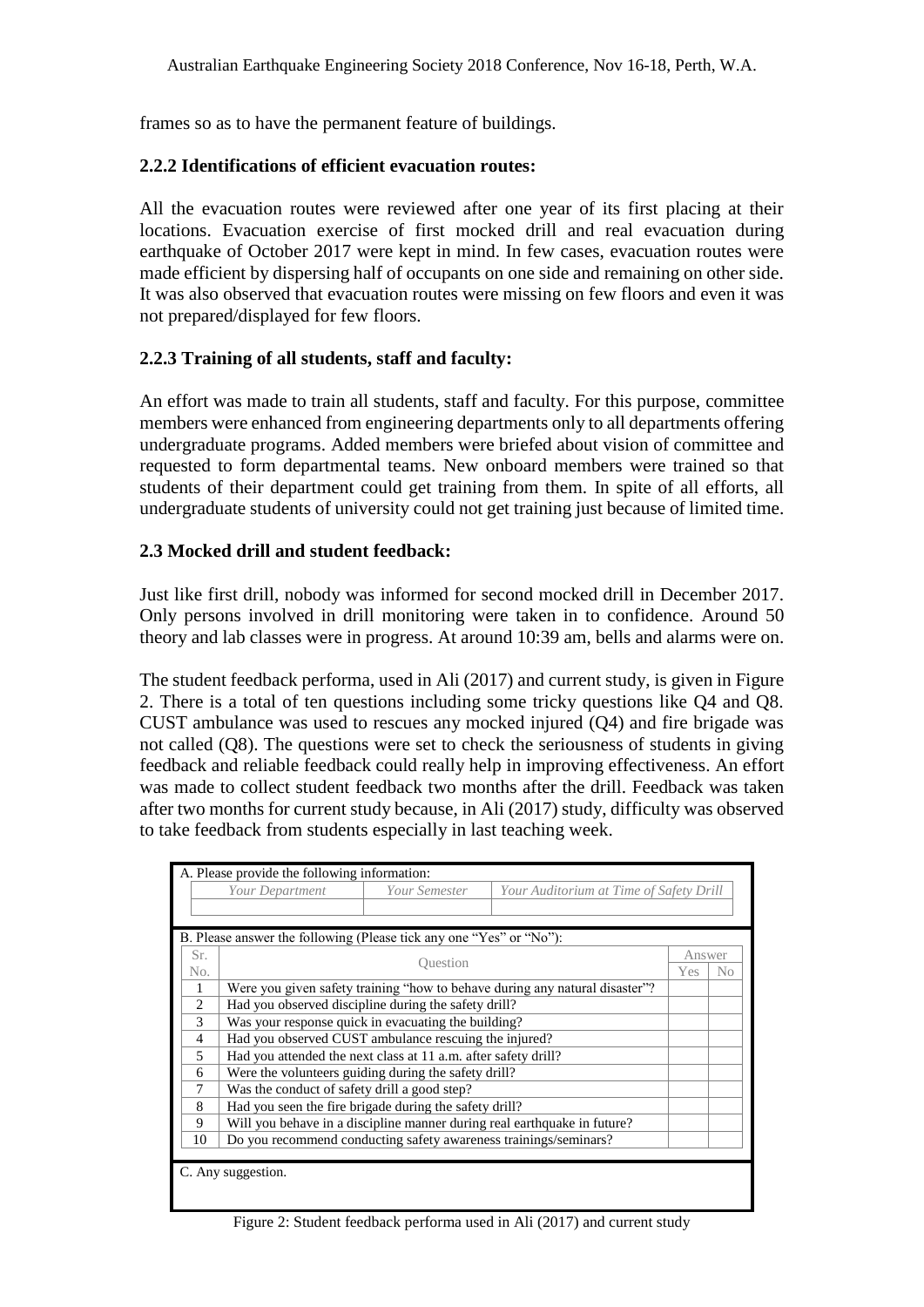frames so as to have the permanent feature of buildings.

### 2.2.2 Identifications of efficient evacuation routes:

All the evacuation routes were reviewed after one year of its first placing at their locations. Evacuation exercise of first mocked drill and real evacuation during earthquake of October 2017 were kept in mind. In few cases, evacuation routes were made efficient by dispersing half of occupants on one side and remaining on other side. It was also observed that evacuation routes were missing on few floors and even it was not prepared/displayed for few floors.

### 2.2.3 Training of all students, staff and faculty:

An effort was made to train all students, staff and faculty. For this purpose, committee members were enhanced from engineering departments only to all departments offering undergraduate programs. Added members were briefed about vision of committee and requested to form departmental teams. New onboard members were trained so that students of their department could get training from them. In spite of all efforts, all undergraduate students of university could not get training just because of limited time.

## 2.3 Mocked drill and student feedback:

Just like first drill, nobody was informed for second mocked drill in December 2017. Only persons involved in drill monitoring were taken in to confidence. Around 50 theory and lab classes were in progress. At around 10:39 am, bells and alarms were on.

The student feedback performa, used in Ali (2017) and current study, is given in Figure 2. There is a total of ten questions including some tricky questions like Q4 and Q8. CUST ambulance was used to rescues any mocked injured (Q4) and fire brigade was not called (Q8). The questions were set to check the seriousness of students in giving feedback and reliable feedback could really help in improving effectiveness. An effort was made to collect student feedback two months after the drill. Feedback was taken after two months for current study because, in Ali (2017) study, difficulty was observed to take feedback from students especially in last teaching week.

A. Please provide the following information:

| *Your Department* | *Your Semester* | *Your Auditorium at Time of Safety Drill* |
|---|---|---|
| | | |

B. Please answer the following (Please tick any one "Yes" or "No"):

| Sr. No. | Question | Answer Yes | Answer No |
|---|---|---|---|
| 1 | Were you given safety training "how to behave during any natural disaster"? | | |
| 2 | Had you observed discipline during the safety drill? | | |
| 3 | Was your response quick in evacuating the building? | | |
| 4 | Had you observed CUST ambulance rescuing the injured? | | |
| 5 | Had you attended the next class at 11 a.m. after safety drill? | | |
| 6 | Were the volunteers guiding during the safety drill? | | |
| 7 | Was the conduct of safety drill a good step? | | |
| 8 | Had you seen the fire brigade during the safety drill? | | |
| 9 | Will you behave in a discipline manner during real earthquake in future? | | |
| 10 | Do you recommend conducting safety awareness trainings/seminars? | | |

C. Any suggestion.

Figure 2: Student feedback performa used in Ali (2017) and current study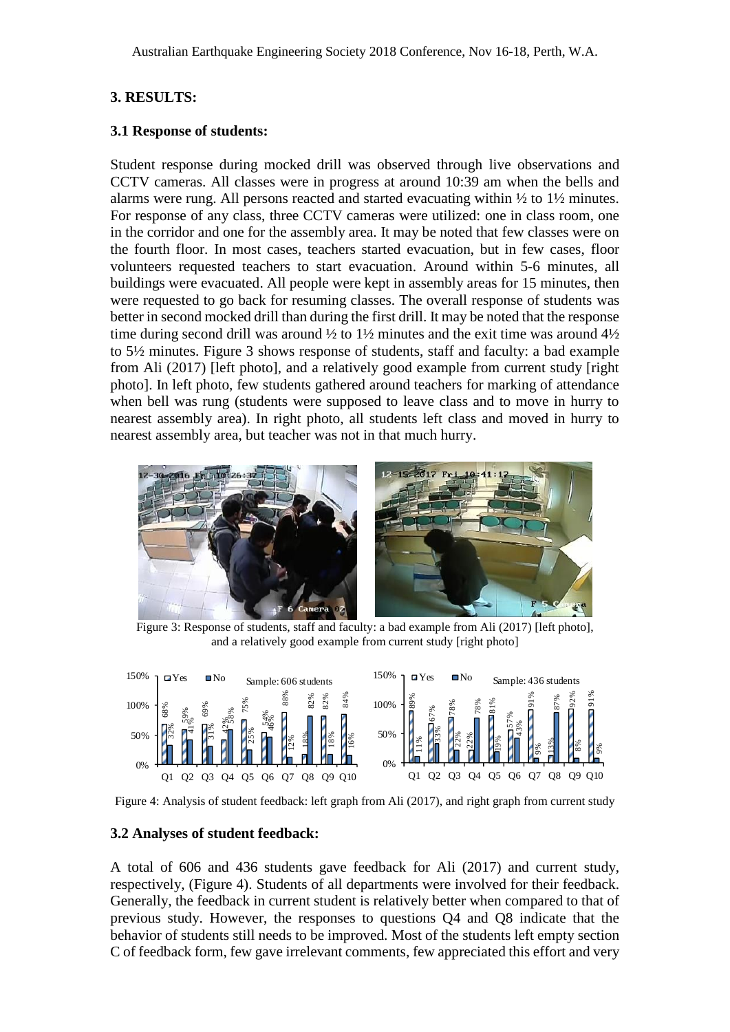## 3. RESULTS:

### 3.1 Response of students:

Student response during mocked drill was observed through live observations and CCTV cameras. All classes were in progress at around 10:39 am when the bells and alarms were rung. All persons reacted and started evacuating within ½ to 1½ minutes. For response of any class, three CCTV cameras were utilized: one in class room, one in the corridor and one for the assembly area. It may be noted that few classes were on the fourth floor. In most cases, teachers started evacuation, but in few cases, floor volunteers requested teachers to start evacuation. Around within 5-6 minutes, all buildings were evacuated. All people were kept in assembly areas for 15 minutes, then were requested to go back for resuming classes. The overall response of students was better in second mocked drill than during the first drill. It may be noted that the response time during second drill was around ½ to 1½ minutes and the exit time was around 4½ to 5½ minutes. Figure 3 shows response of students, staff and faculty: a bad example from Ali (2017) [left photo], and a relatively good example from current study [right photo]. In left photo, few students gathered around teachers for marking of attendance when bell was rung (students were supposed to leave class and to move in hurry to nearest assembly area). In right photo, all students left class and moved in hurry to nearest assembly area, but teacher was not in that much hurry.

Figure 3: Response of students, staff and faculty: a bad example from Ali (2017) [left photo], and a relatively good example from current study [right photo]

Left graph (Sample: 606 students):

| | Q1 | Q2 | Q3 | Q4 | Q5 | Q6 | Q7 | Q8 | Q9 | Q10 |
|---|---|---|---|---|---|---|---|---|---|---|
| Yes | 68% | 59% | 69% | 42% | 75% | 54% | 88% | 18% | 82% | 84% |
| No | 32% | 41% | 31% | 58% | 25% | 46% | 12% | 82% | 18% | 16% |

Right graph (Sample: 436 students):

| | Q1 | Q2 | Q3 | Q4 | Q5 | Q6 | Q7 | Q8 | Q9 | Q10 |
|---|---|---|---|---|---|---|---|---|---|---|
| Yes | 89% | 67% | 78% | 22% | 81% | 57% | 91% | 13% | 92% | 91% |
| No | 11% | 33% | 22% | 78% | 19% | 43% | 9% | 87% | 8% | 9% |

Figure 4: Analysis of student feedback: left graph from Ali (2017), and right graph from current study

### 3.2 Analyses of student feedback:

A total of 606 and 436 students gave feedback for Ali (2017) and current study, respectively, (Figure 4). Students of all departments were involved for their feedback. Generally, the feedback in current student is relatively better when compared to that of previous study. However, the responses to questions Q4 and Q8 indicate that the behavior of students still needs to be improved. Most of the students left empty section C of feedback form, few gave irrelevant comments, few appreciated this effort and very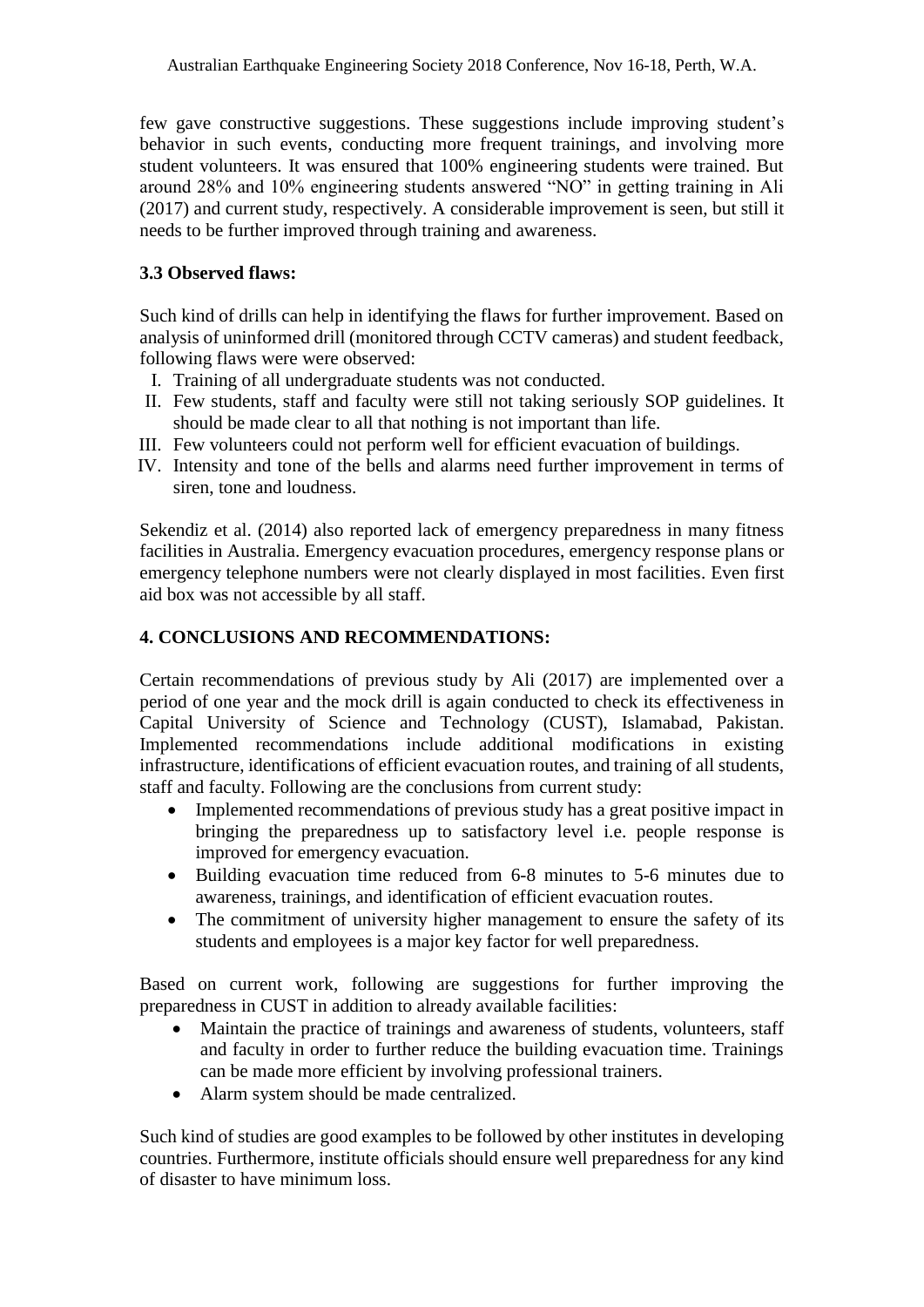few gave constructive suggestions. These suggestions include improving student's behavior in such events, conducting more frequent trainings, and involving more student volunteers. It was ensured that 100% engineering students were trained. But around 28% and 10% engineering students answered "NO" in getting training in Ali (2017) and current study, respectively. A considerable improvement is seen, but still it needs to be further improved through training and awareness.

### 3.3 Observed flaws:

Such kind of drills can help in identifying the flaws for further improvement. Based on analysis of uninformed drill (monitored through CCTV cameras) and student feedback, following flaws were were observed:

I. Training of all undergraduate students was not conducted.
II. Few students, staff and faculty were still not taking seriously SOP guidelines. It should be made clear to all that nothing is not important than life.
III. Few volunteers could not perform well for efficient evacuation of buildings.
IV. Intensity and tone of the bells and alarms need further improvement in terms of siren, tone and loudness.

Sekendiz et al. (2014) also reported lack of emergency preparedness in many fitness facilities in Australia. Emergency evacuation procedures, emergency response plans or emergency telephone numbers were not clearly displayed in most facilities. Even first aid box was not accessible by all staff.

## 4. CONCLUSIONS AND RECOMMENDATIONS:

Certain recommendations of previous study by Ali (2017) are implemented over a period of one year and the mock drill is again conducted to check its effectiveness in Capital University of Science and Technology (CUST), Islamabad, Pakistan. Implemented recommendations include additional modifications in existing infrastructure, identifications of efficient evacuation routes, and training of all students, staff and faculty. Following are the conclusions from current study:

- Implemented recommendations of previous study has a great positive impact in bringing the preparedness up to satisfactory level i.e. people response is improved for emergency evacuation.
- Building evacuation time reduced from 6-8 minutes to 5-6 minutes due to awareness, trainings, and identification of efficient evacuation routes.
- The commitment of university higher management to ensure the safety of its students and employees is a major key factor for well preparedness.

Based on current work, following are suggestions for further improving the preparedness in CUST in addition to already available facilities:

- Maintain the practice of trainings and awareness of students, volunteers, staff and faculty in order to further reduce the building evacuation time. Trainings can be made more efficient by involving professional trainers.
- Alarm system should be made centralized.

Such kind of studies are good examples to be followed by other institutes in developing countries. Furthermore, institute officials should ensure well preparedness for any kind of disaster to have minimum loss.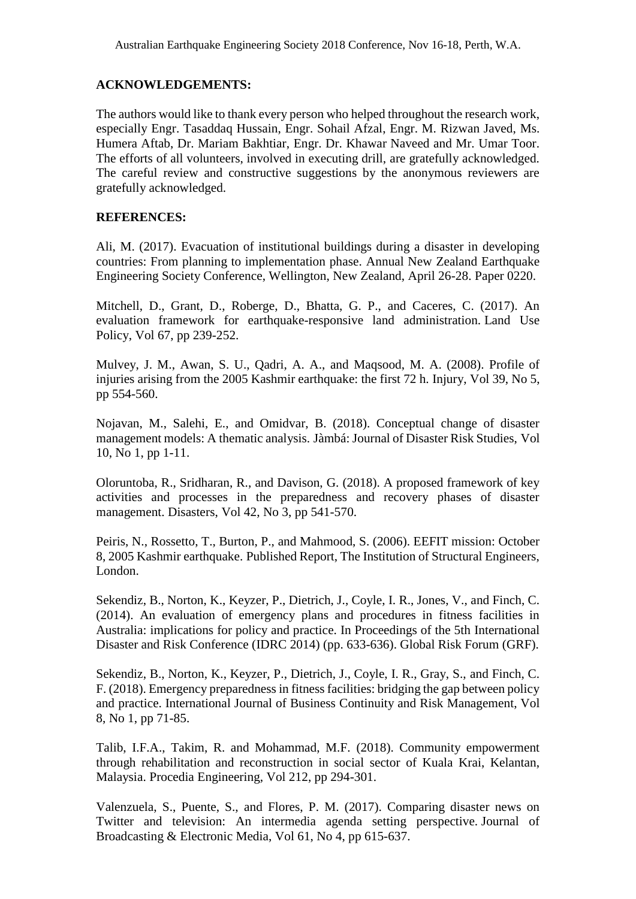## ACKNOWLEDGEMENTS:

The authors would like to thank every person who helped throughout the research work, especially Engr. Tasaddaq Hussain, Engr. Sohail Afzal, Engr. M. Rizwan Javed, Ms. Humera Aftab, Dr. Mariam Bakhtiar, Engr. Dr. Khawar Naveed and Mr. Umar Toor. The efforts of all volunteers, involved in executing drill, are gratefully acknowledged. The careful review and constructive suggestions by the anonymous reviewers are gratefully acknowledged.

## REFERENCES:

Ali, M. (2017). Evacuation of institutional buildings during a disaster in developing countries: From planning to implementation phase. Annual New Zealand Earthquake Engineering Society Conference, Wellington, New Zealand, April 26-28. Paper 0220.

Mitchell, D., Grant, D., Roberge, D., Bhatta, G. P., and Caceres, C. (2017). An evaluation framework for earthquake-responsive land administration. Land Use Policy, Vol 67, pp 239-252.

Mulvey, J. M., Awan, S. U., Qadri, A. A., and Maqsood, M. A. (2008). Profile of injuries arising from the 2005 Kashmir earthquake: the first 72 h. Injury, Vol 39, No 5, pp 554-560.

Nojavan, M., Salehi, E., and Omidvar, B. (2018). Conceptual change of disaster management models: A thematic analysis. Jàmbá: Journal of Disaster Risk Studies, Vol 10, No 1, pp 1-11.

Oloruntoba, R., Sridharan, R., and Davison, G. (2018). A proposed framework of key activities and processes in the preparedness and recovery phases of disaster management. Disasters, Vol 42, No 3, pp 541-570.

Peiris, N., Rossetto, T., Burton, P., and Mahmood, S. (2006). EEFIT mission: October 8, 2005 Kashmir earthquake. Published Report, The Institution of Structural Engineers, London.

Sekendiz, B., Norton, K., Keyzer, P., Dietrich, J., Coyle, I. R., Jones, V., and Finch, C. (2014). An evaluation of emergency plans and procedures in fitness facilities in Australia: implications for policy and practice. In Proceedings of the 5th International Disaster and Risk Conference (IDRC 2014) (pp. 633-636). Global Risk Forum (GRF).

Sekendiz, B., Norton, K., Keyzer, P., Dietrich, J., Coyle, I. R., Gray, S., and Finch, C. F. (2018). Emergency preparedness in fitness facilities: bridging the gap between policy and practice. International Journal of Business Continuity and Risk Management, Vol 8, No 1, pp 71-85.

Talib, I.F.A., Takim, R. and Mohammad, M.F. (2018). Community empowerment through rehabilitation and reconstruction in social sector of Kuala Krai, Kelantan, Malaysia. Procedia Engineering, Vol 212, pp 294-301.

Valenzuela, S., Puente, S., and Flores, P. M. (2017). Comparing disaster news on Twitter and television: An intermedia agenda setting perspective. Journal of Broadcasting & Electronic Media, Vol 61, No 4, pp 615-637.